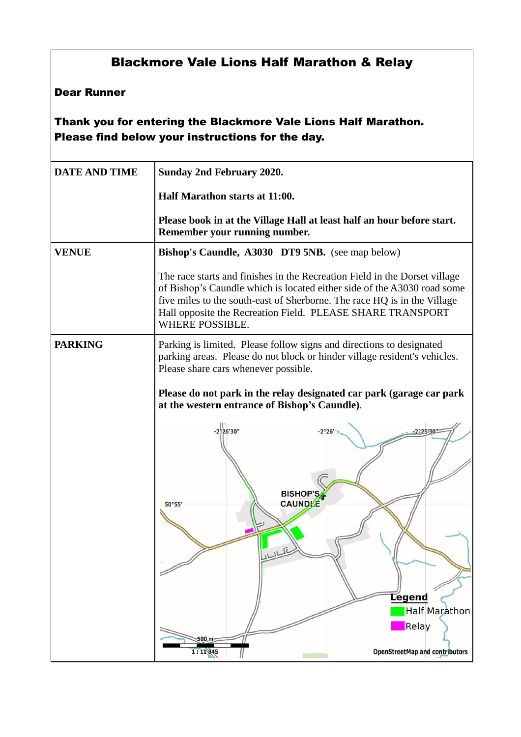## Blackmore Vale Lions Half Marathon & Relay

**Dear Runner**

**Thank you for entering the Blackmore Vale Lions Half Marathon. Please find below your instructions for the day.**

| | |
|---|---|
| **DATE AND TIME** | **Sunday 2nd February 2020.**<br><br>**Half Marathon starts at 11:00.**<br><br>**Please book in at the Village Hall at least half an hour before start. Remember your running number.** |
| **VENUE** | **Bishop's Caundle, A3030 DT9 5NB.** (see map below)<br><br>The race starts and finishes in the Recreation Field in the Dorset village of Bishop's Caundle which is located either side of the A3030 road some five miles to the south-east of Sherborne. The race HQ is in the Village Hall opposite the Recreation Field. PLEASE SHARE TRANSPORT WHERE POSSIBLE. |
| **PARKING** | Parking is limited. Please follow signs and directions to designated parking areas. Please do not block or hinder village resident's vehicles. Please share cars whenever possible.<br><br>**Please do not park in the relay designated car park (garage car park at the western entrance of Bishop's Caundle).** |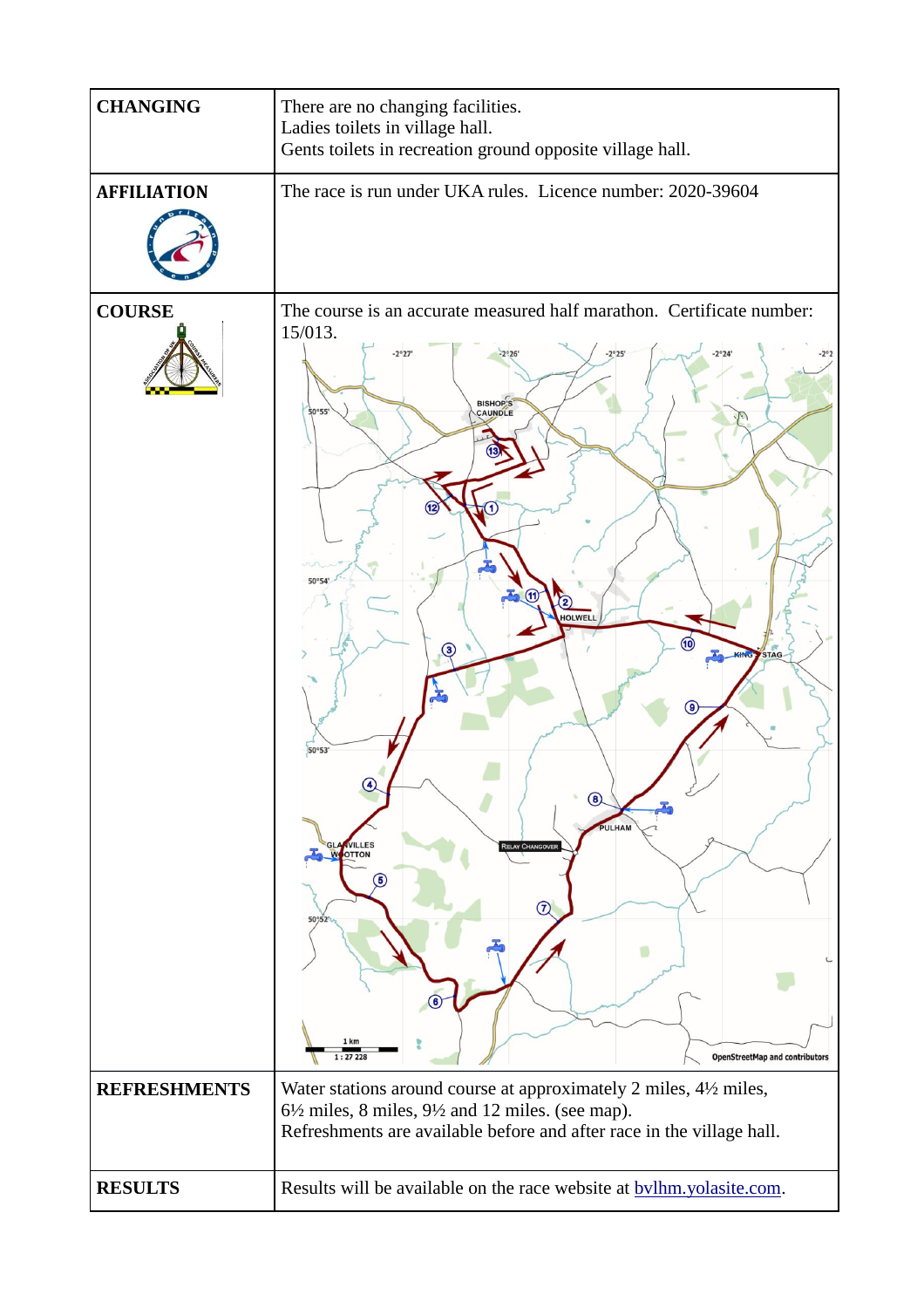| | |
|---|---|
| **CHANGING** | There are no changing facilities.<br>Ladies toilets in village hall.<br>Gents toilets in recreation ground opposite village hall. |
| **AFFILIATION** | The race is run under UKA rules. Licence number: 2020-39604 |
| **COURSE** | The course is an accurate measured half marathon. Certificate number: 15/013. |
| **REFRESHMENTS** | Water stations around course at approximately 2 miles, 4½ miles, 6½ miles, 8 miles, 9½ and 12 miles. (see map).<br>Refreshments are available before and after race in the village hall. |
| **RESULTS** | Results will be available on the race website at [bvlhm.yolasite.com](bvlhm.yolasite.com). |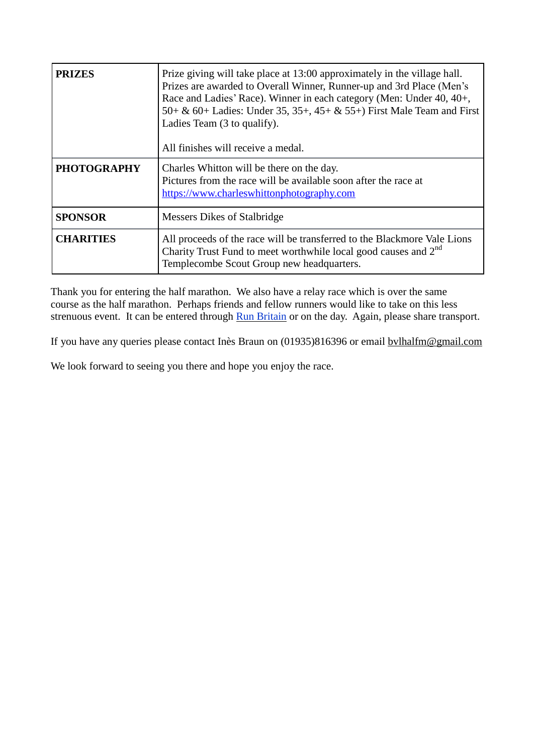| | |
|---|---|
| **PRIZES** | Prize giving will take place at 13:00 approximately in the village hall. Prizes are awarded to Overall Winner, Runner-up and 3rd Place (Men's Race and Ladies' Race). Winner in each category (Men: Under 40, 40+, 50+ & 60+ Ladies: Under 35, 35+, 45+ & 55+) First Male Team and First Ladies Team (3 to qualify).<br><br>All finishes will receive a medal. |
| **PHOTOGRAPHY** | Charles Whitton will be there on the day.<br>Pictures from the race will be available soon after the race at [https://www.charleswhittonphotography.com](https://www.charleswhittonphotography.com) |
| **SPONSOR** | Messers Dikes of Stalbridge |
| **CHARITIES** | All proceeds of the race will be transferred to the Blackmore Vale Lions Charity Trust Fund to meet worthwhile local good causes and 2nd Templecombe Scout Group new headquarters. |

Thank you for entering the half marathon. We also have a relay race which is over the same course as the half marathon. Perhaps friends and fellow runners would like to take on this less strenuous event. It can be entered through [Run Britain]() or on the day. Again, please share transport.

If you have any queries please contact Inès Braun on (01935)816396 or email bvlhalfm@gmail.com

We look forward to seeing you there and hope you enjoy the race.